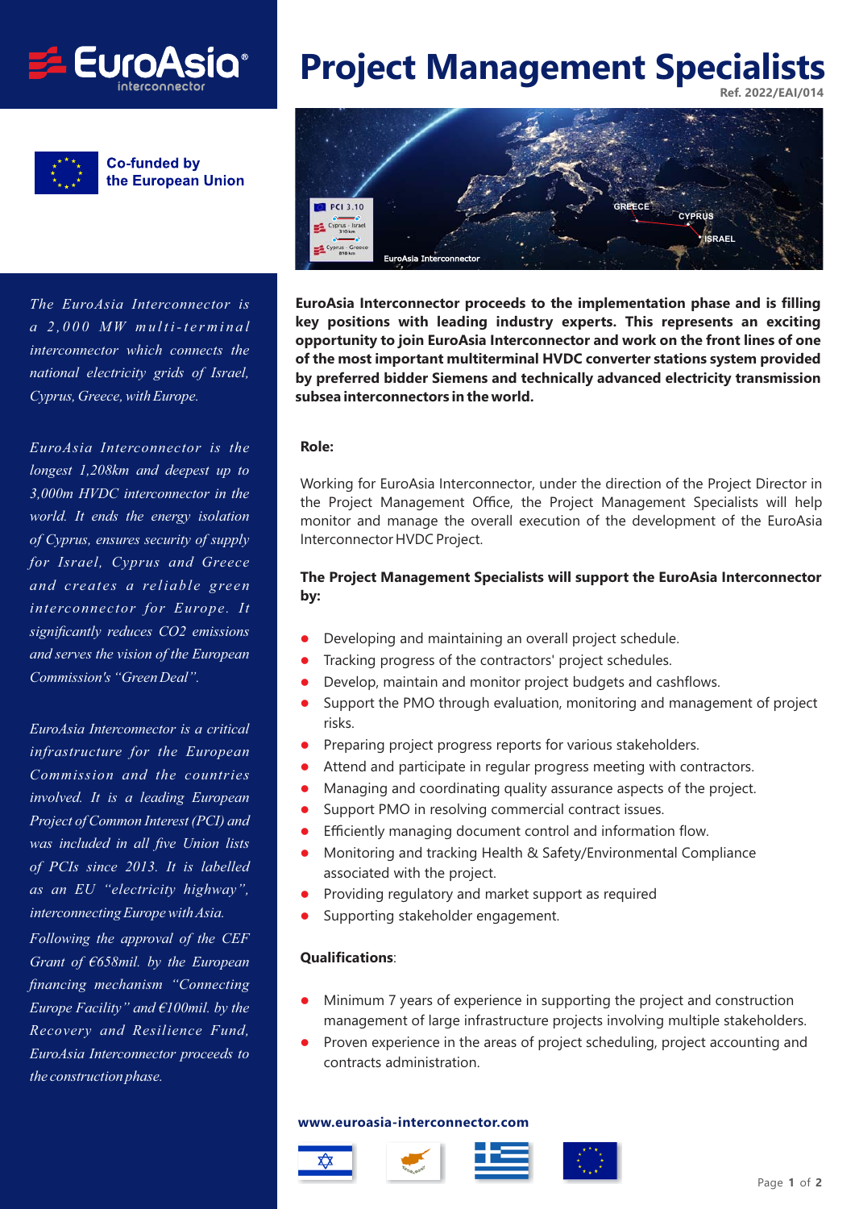EuroAsia interconnector

Co-funded by the European Union

# Project Management Specialists

Ref. 2022/EAI/014

*The EuroAsia Interconnector is a 2,000 MW multi-terminal interconnector which connects the national electricity grids of Israel, Cyprus, Greece, with Europe.*

*EuroAsia Interconnector is the longest 1,208km and deepest up to 3,000m HVDC interconnector in the world. It ends the energy isolation of Cyprus, ensures security of supply for Israel, Cyprus and Greece and creates a reliable green interconnector for Europe. It significantly reduces CO2 emissions and serves the vision of the European Commission's "Green Deal".*

*EuroAsia Interconnector is a critical infrastructure for the European Commission and the countries involved. It is a leading European Project of Common Interest (PCI) and was included in all five Union lists of PCIs since 2013. It is labelled as an EU "electricity highway", interconnecting Europe with Asia.*

*Following the approval of the CEF Grant of €658mil. by the European financing mechanism "Connecting Europe Facility" and €100mil. by the Recovery and Resilience Fund, EuroAsia Interconnector proceeds to the construction phase.*

**EuroAsia Interconnector proceeds to the implementation phase and is filling key positions with leading industry experts. This represents an exciting opportunity to join EuroAsia Interconnector and work on the front lines of one of the most important multiterminal HVDC converter stations system provided by preferred bidder Siemens and technically advanced electricity transmission subsea interconnectors in the world.**

**Role:**

Working for EuroAsia Interconnector, under the direction of the Project Director in the Project Management Office, the Project Management Specialists will help monitor and manage the overall execution of the development of the EuroAsia Interconnector HVDC Project.

**The Project Management Specialists will support the EuroAsia Interconnector by:**

- Developing and maintaining an overall project schedule.
- Tracking progress of the contractors' project schedules.
- Develop, maintain and monitor project budgets and cashflows.
- Support the PMO through evaluation, monitoring and management of project risks.
- Preparing project progress reports for various stakeholders.
- Attend and participate in regular progress meeting with contractors.
- Managing and coordinating quality assurance aspects of the project.
- Support PMO in resolving commercial contract issues.
- Efficiently managing document control and information flow.
- Monitoring and tracking Health & Safety/Environmental Compliance associated with the project.
- Providing regulatory and market support as required
- Supporting stakeholder engagement.

**Qualifications**:

- Minimum 7 years of experience in supporting the project and construction management of large infrastructure projects involving multiple stakeholders.
- Proven experience in the areas of project scheduling, project accounting and contracts administration.

**www.euroasia-interconnector.com**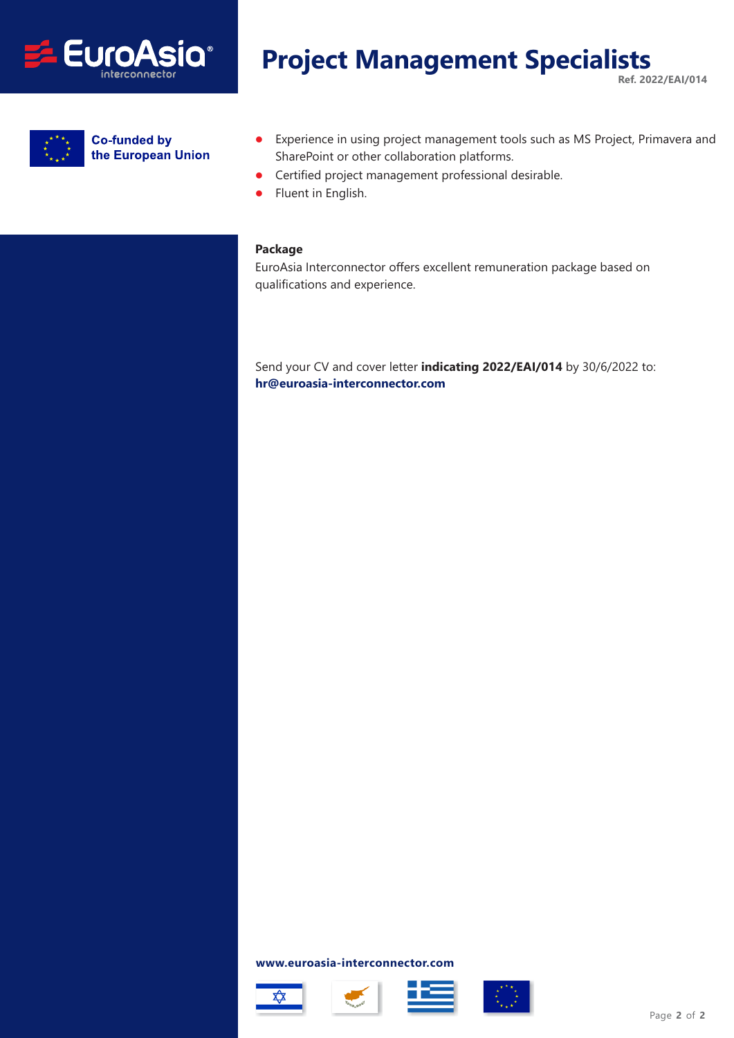# Project Management Specialists

Ref. 2022/EAI/014

Co-funded by the European Union

- Experience in using project management tools such as MS Project, Primavera and SharePoint or other collaboration platforms.
- Certified project management professional desirable.
- Fluent in English.

**Package**

EuroAsia Interconnector offers excellent remuneration package based on qualifications and experience.

Send your CV and cover letter **indicating 2022/EAI/014** by 30/6/2022 to:
**hr@euroasia-interconnector.com**

**www.euroasia-interconnector.com**